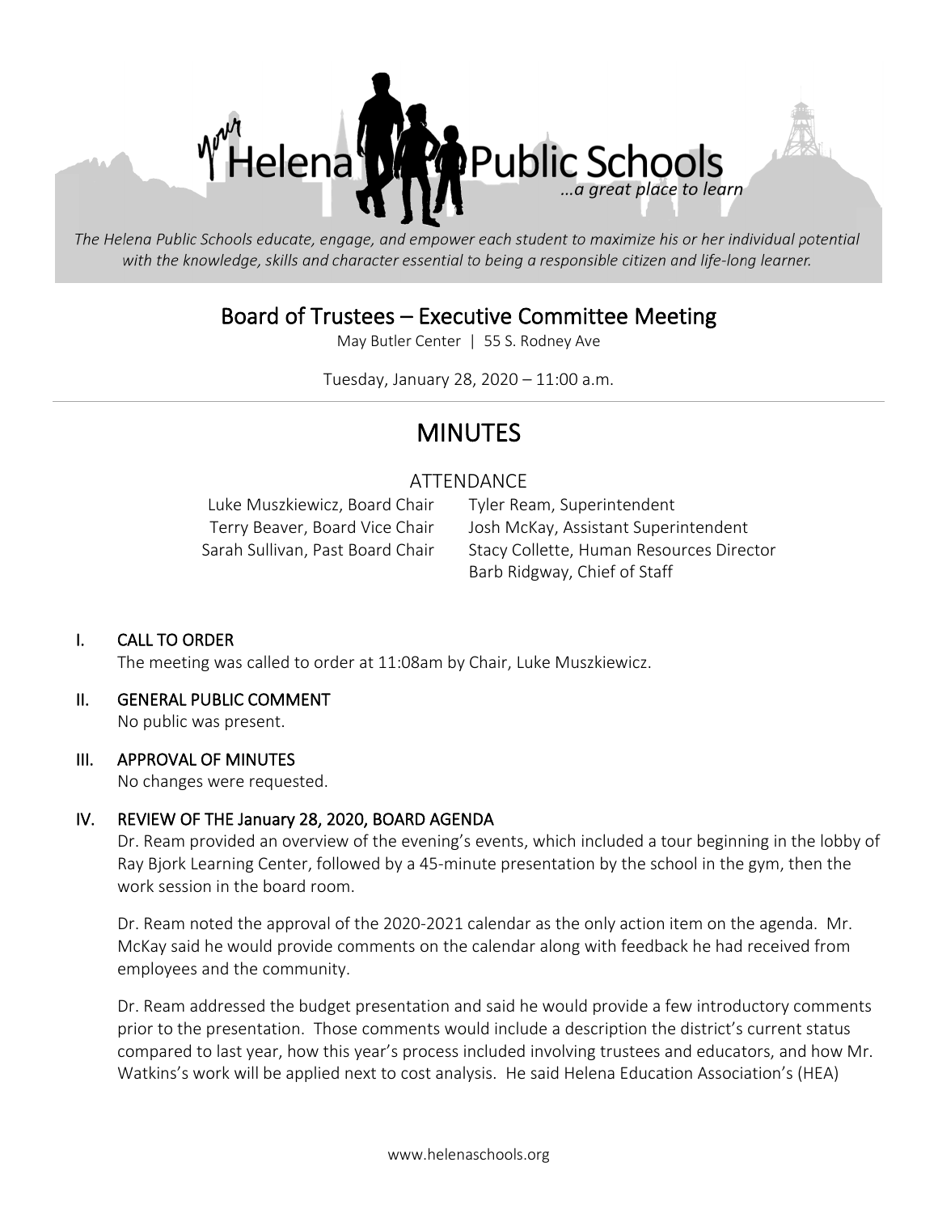Helena Public Schools
*...a great place to learn*

*The Helena Public Schools educate, engage, and empower each student to maximize his or her individual potential with the knowledge, skills and character essential to being a responsible citizen and life-long learner.*

# Board of Trustees – Executive Committee Meeting

May Butler Center | 55 S. Rodney Ave

Tuesday, January 28, 2020 – 11:00 a.m.

# MINUTES

## ATTENDANCE

Luke Muszkiewicz, Board Chair
Terry Beaver, Board Vice Chair
Sarah Sullivan, Past Board Chair

Tyler Ream, Superintendent
Josh McKay, Assistant Superintendent
Stacy Collette, Human Resources Director
Barb Ridgway, Chief of Staff

## I. CALL TO ORDER

The meeting was called to order at 11:08am by Chair, Luke Muszkiewicz.

## II. GENERAL PUBLIC COMMENT

No public was present.

## III. APPROVAL OF MINUTES

No changes were requested.

## IV. REVIEW OF THE January 28, 2020, BOARD AGENDA

Dr. Ream provided an overview of the evening's events, which included a tour beginning in the lobby of Ray Bjork Learning Center, followed by a 45-minute presentation by the school in the gym, then the work session in the board room.

Dr. Ream noted the approval of the 2020-2021 calendar as the only action item on the agenda. Mr. McKay said he would provide comments on the calendar along with feedback he had received from employees and the community.

Dr. Ream addressed the budget presentation and said he would provide a few introductory comments prior to the presentation. Those comments would include a description the district's current status compared to last year, how this year's process included involving trustees and educators, and how Mr. Watkins's work will be applied next to cost analysis. He said Helena Education Association's (HEA)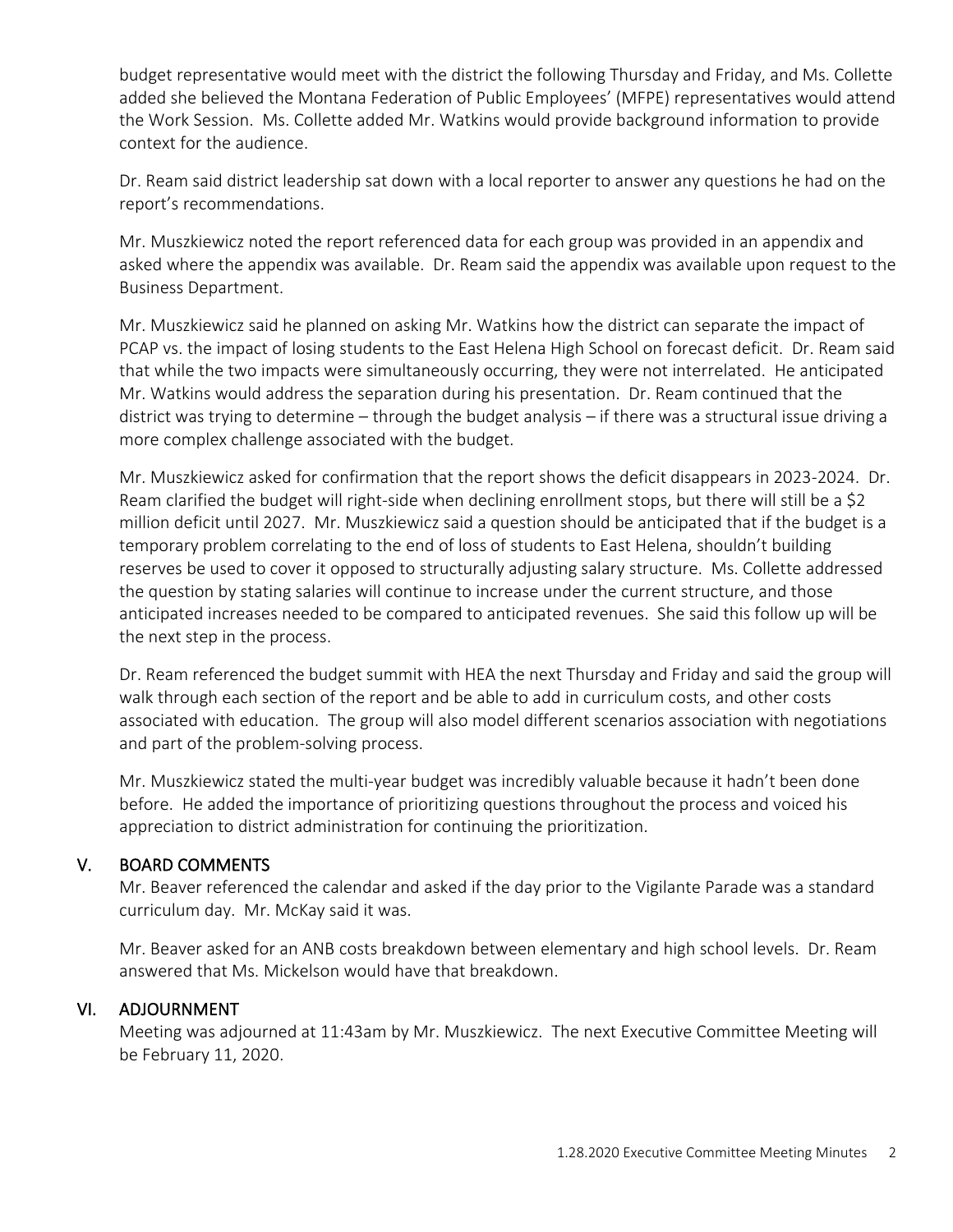budget representative would meet with the district the following Thursday and Friday, and Ms. Collette added she believed the Montana Federation of Public Employees' (MFPE) representatives would attend the Work Session. Ms. Collette added Mr. Watkins would provide background information to provide context for the audience.

Dr. Ream said district leadership sat down with a local reporter to answer any questions he had on the report's recommendations.

Mr. Muszkiewicz noted the report referenced data for each group was provided in an appendix and asked where the appendix was available. Dr. Ream said the appendix was available upon request to the Business Department.

Mr. Muszkiewicz said he planned on asking Mr. Watkins how the district can separate the impact of PCAP vs. the impact of losing students to the East Helena High School on forecast deficit. Dr. Ream said that while the two impacts were simultaneously occurring, they were not interrelated. He anticipated Mr. Watkins would address the separation during his presentation. Dr. Ream continued that the district was trying to determine – through the budget analysis – if there was a structural issue driving a more complex challenge associated with the budget.

Mr. Muszkiewicz asked for confirmation that the report shows the deficit disappears in 2023-2024. Dr. Ream clarified the budget will right-side when declining enrollment stops, but there will still be a $2 million deficit until 2027. Mr. Muszkiewicz said a question should be anticipated that if the budget is a temporary problem correlating to the end of loss of students to East Helena, shouldn't building reserves be used to cover it opposed to structurally adjusting salary structure. Ms. Collette addressed the question by stating salaries will continue to increase under the current structure, and those anticipated increases needed to be compared to anticipated revenues. She said this follow up will be the next step in the process.

Dr. Ream referenced the budget summit with HEA the next Thursday and Friday and said the group will walk through each section of the report and be able to add in curriculum costs, and other costs associated with education. The group will also model different scenarios association with negotiations and part of the problem-solving process.

Mr. Muszkiewicz stated the multi-year budget was incredibly valuable because it hadn't been done before. He added the importance of prioritizing questions throughout the process and voiced his appreciation to district administration for continuing the prioritization.

## V. BOARD COMMENTS

Mr. Beaver referenced the calendar and asked if the day prior to the Vigilante Parade was a standard curriculum day. Mr. McKay said it was.

Mr. Beaver asked for an ANB costs breakdown between elementary and high school levels. Dr. Ream answered that Ms. Mickelson would have that breakdown.

## VI. ADJOURNMENT

Meeting was adjourned at 11:43am by Mr. Muszkiewicz. The next Executive Committee Meeting will be February 11, 2020.